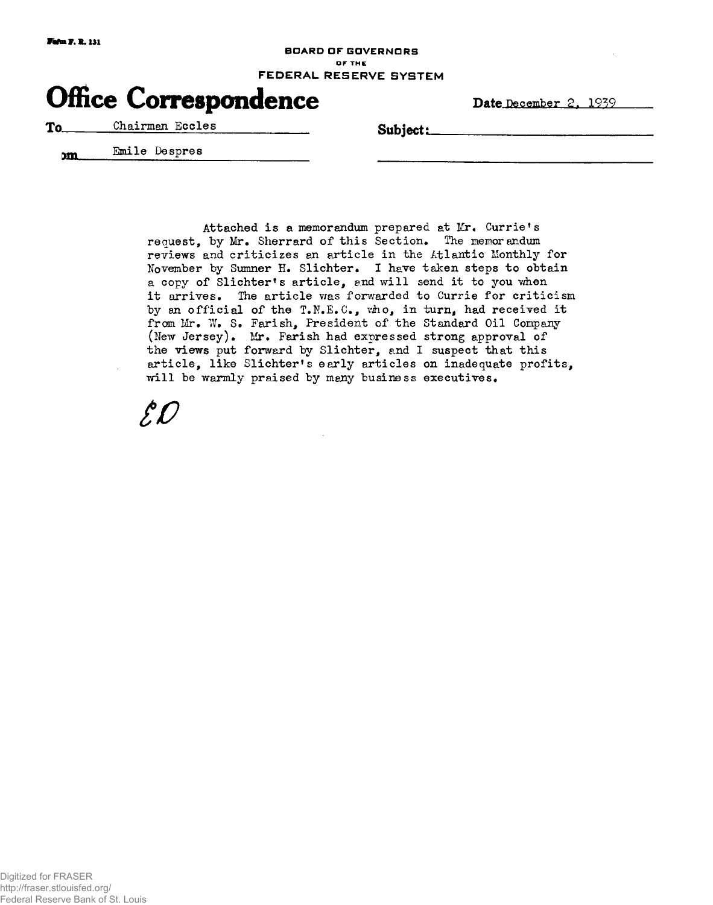Form F. R. 131

BOARD OF GOVERNORS
OF THE
FEDERAL RESERVE SYSTEM

# Office Correspondence

Date December 2, 1939

To Chairman Eccles

From Emile Despres

Subject:

Attached is a memorandum prepared at Mr. Currie's request, by Mr. Sherrard of this Section. The memorandum reviews and criticizes an article in the Atlantic Monthly for November by Sumner H. Slichter. I have taken steps to obtain a copy of Slichter's article, and will send it to you when it arrives. The article was forwarded to Currie for criticism by an official of the T.N.E.C., who, in turn, had received it from Mr. W. S. Farish, President of the Standard Oil Company (New Jersey). Mr. Farish had expressed strong approval of the views put forward by Slichter, and I suspect that this article, like Slichter's early articles on inadequate profits, will be warmly praised by many business executives.

ED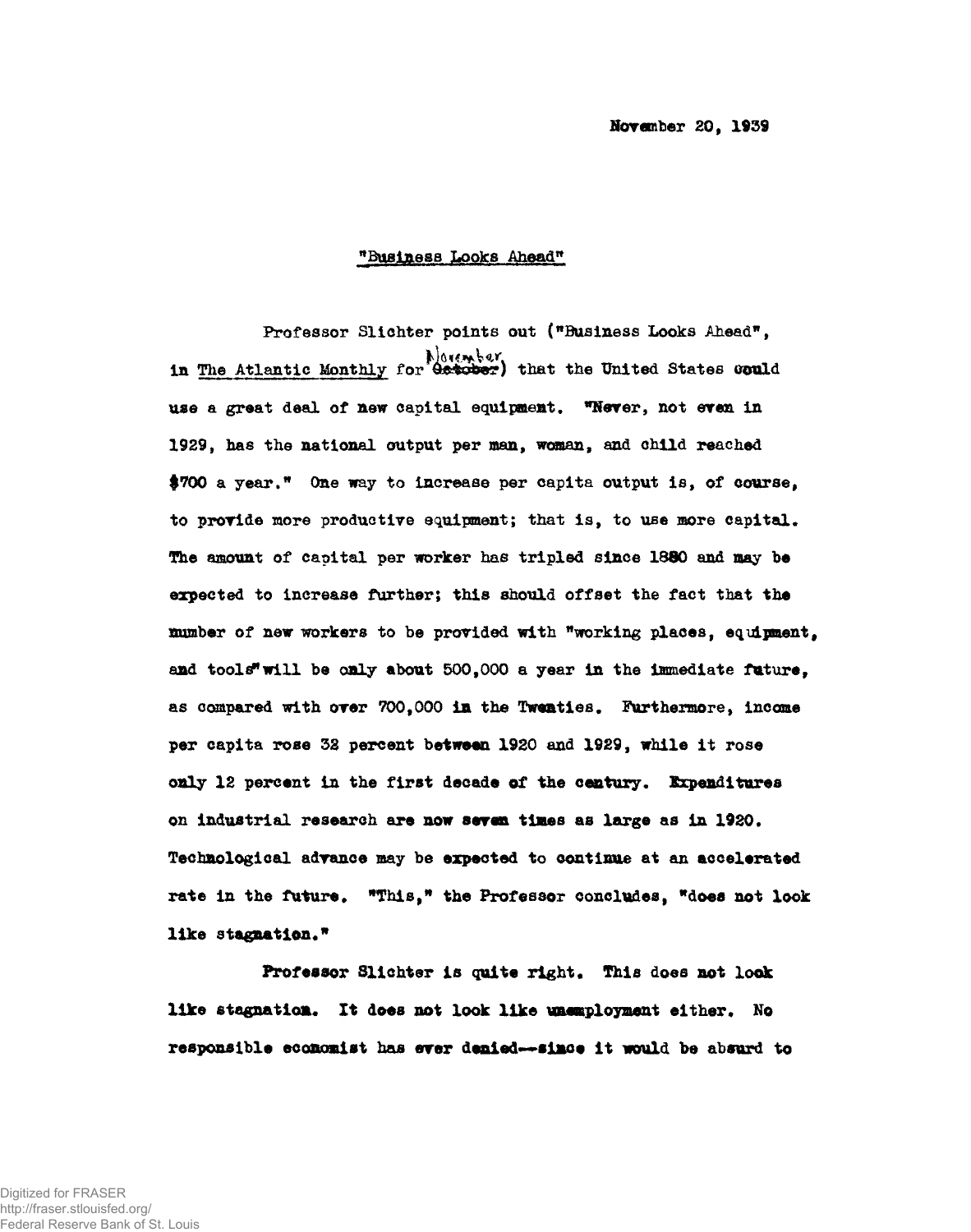November 20, 1939

"Business Looks Ahead"

Professor Slichter points out ("Business Looks Ahead", in *The Atlantic Monthly* for November) that the United States could use a great deal of new capital equipment. "Never, not even in 1929, has the national output per man, woman, and child reached $700 a year." One way to increase per capita output is, of course, to provide more productive equipment; that is, to use more capital. The amount of capital per worker has tripled since 1880 and may be expected to increase further; this should offset the fact that the number of new workers to be provided with "working places, equipment, and tools" will be only about 500,000 a year in the immediate future, as compared with over 700,000 in the Twenties. Furthermore, income per capita rose 32 percent between 1920 and 1929, while it rose only 12 percent in the first decade of the century. Expenditures on industrial research are now seven times as large as in 1920. Technological advance may be expected to continue at an accelerated rate in the future. "This," the Professor concludes, "does not look like stagnation."

Professor Slichter is quite right. This does not look like stagnation. It does not look like unemployment either. No responsible economist has ever denied--since it would be absurd to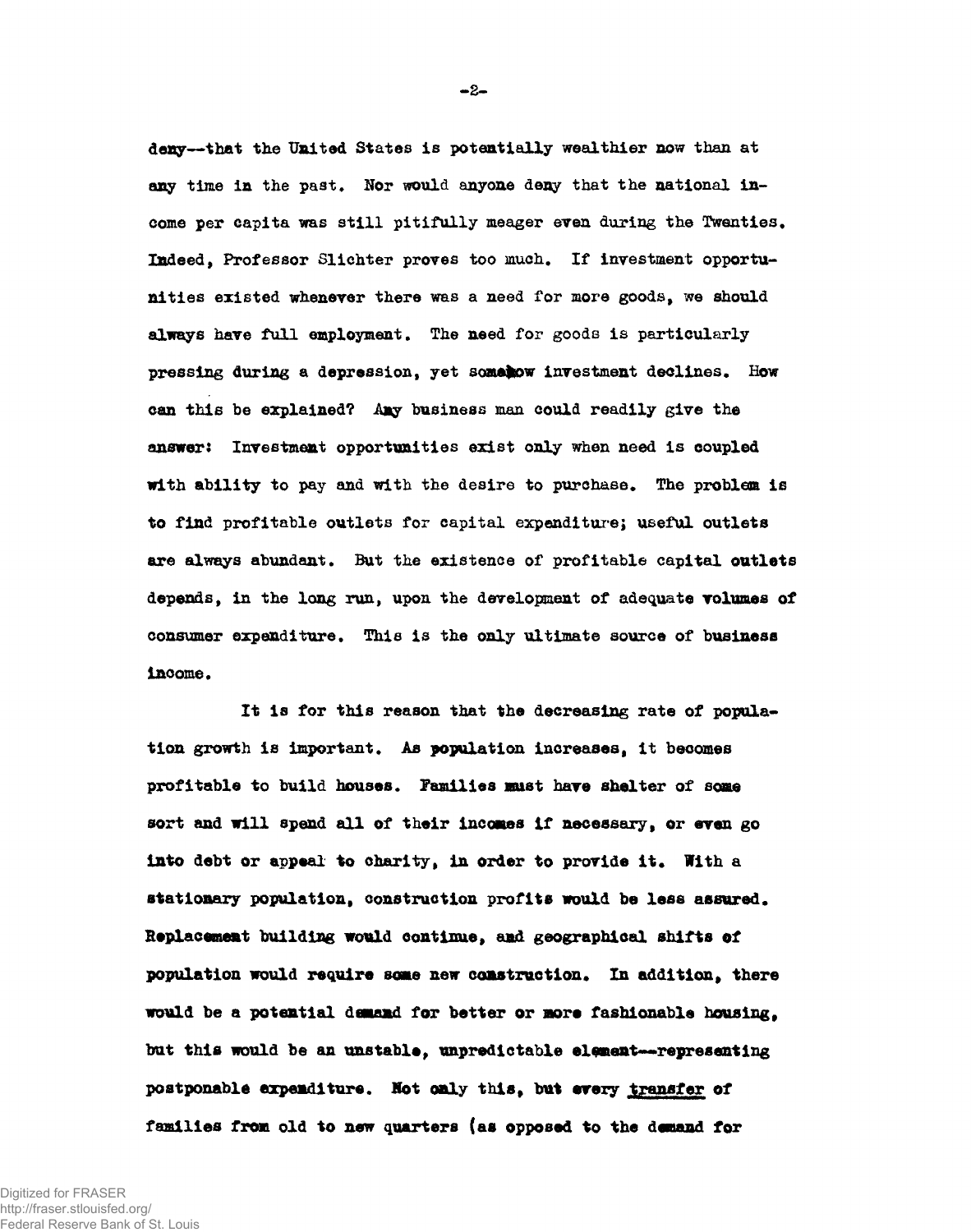deny--that the United States is potentially wealthier now than at any time in the past. Nor would anyone deny that the national income per capita was still pitifully meager even during the Twenties. Indeed, Professor Slichter proves too much. If investment opportunities existed whenever there was a need for more goods, we should always have full employment. The need for goods is particularly pressing during a depression, yet somehow investment declines. How can this be explained? Any business man could readily give the answer: Investment opportunities exist only when need is coupled with ability to pay and with the desire to purchase. The problem is to find profitable outlets for capital expenditure; useful outlets are always abundant. But the existence of profitable capital outlets depends, in the long run, upon the development of adequate volumes of consumer expenditure. This is the only ultimate source of business income.

It is for this reason that the decreasing rate of population growth is important. As population increases, it becomes profitable to build houses. Families must have shelter of some sort and will spend all of their incomes if necessary, or even go into debt or appeal to charity, in order to provide it. With a stationary population, construction profits would be less assured. Replacement building would continue, and geographical shifts of population would require some new construction. In addition, there would be a potential demand for better or more fashionable housing, but this would be an unstable, unpredictable element--representing postponable expenditure. Not only this, but every <u>transfer</u> of families from old to new quarters (as opposed to the demand for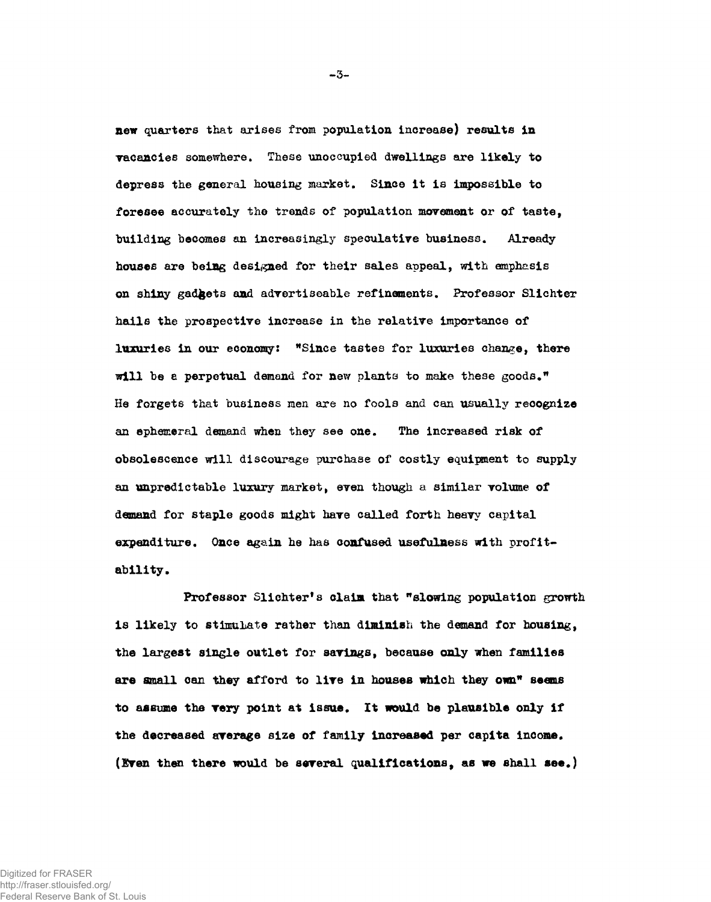new quarters that arises from population increase) results in vacancies somewhere. These unoccupied dwellings are likely to depress the general housing market. Since it is impossible to foresee accurately the trends of population movement or of taste, building becomes an increasingly speculative business. Already houses are being designed for their sales appeal, with emphasis on shiny gadgets and advertiseable refinements. Professor Slichter hails the prospective increase in the relative importance of luxuries in our economy: "Since tastes for luxuries change, there will be a perpetual demand for new plants to make these goods." He forgets that business men are no fools and can usually recognize an ephemeral demand when they see one. The increased risk of obsolescence will discourage purchase of costly equipment to supply an unpredictable luxury market, even though a similar volume of demand for staple goods might have called forth heavy capital expenditure. Once again he has confused usefulness with profitability.

Professor Slichter's claim that "slowing population growth is likely to stimulate rather than diminish the demand for housing, the largest single outlet for savings, because only when families are small can they afford to live in houses which they own" seems to assume the very point at issue. It would be plausible only if the decreased average size of family increased per capita income. (Even then there would be several qualifications, as we shall see.)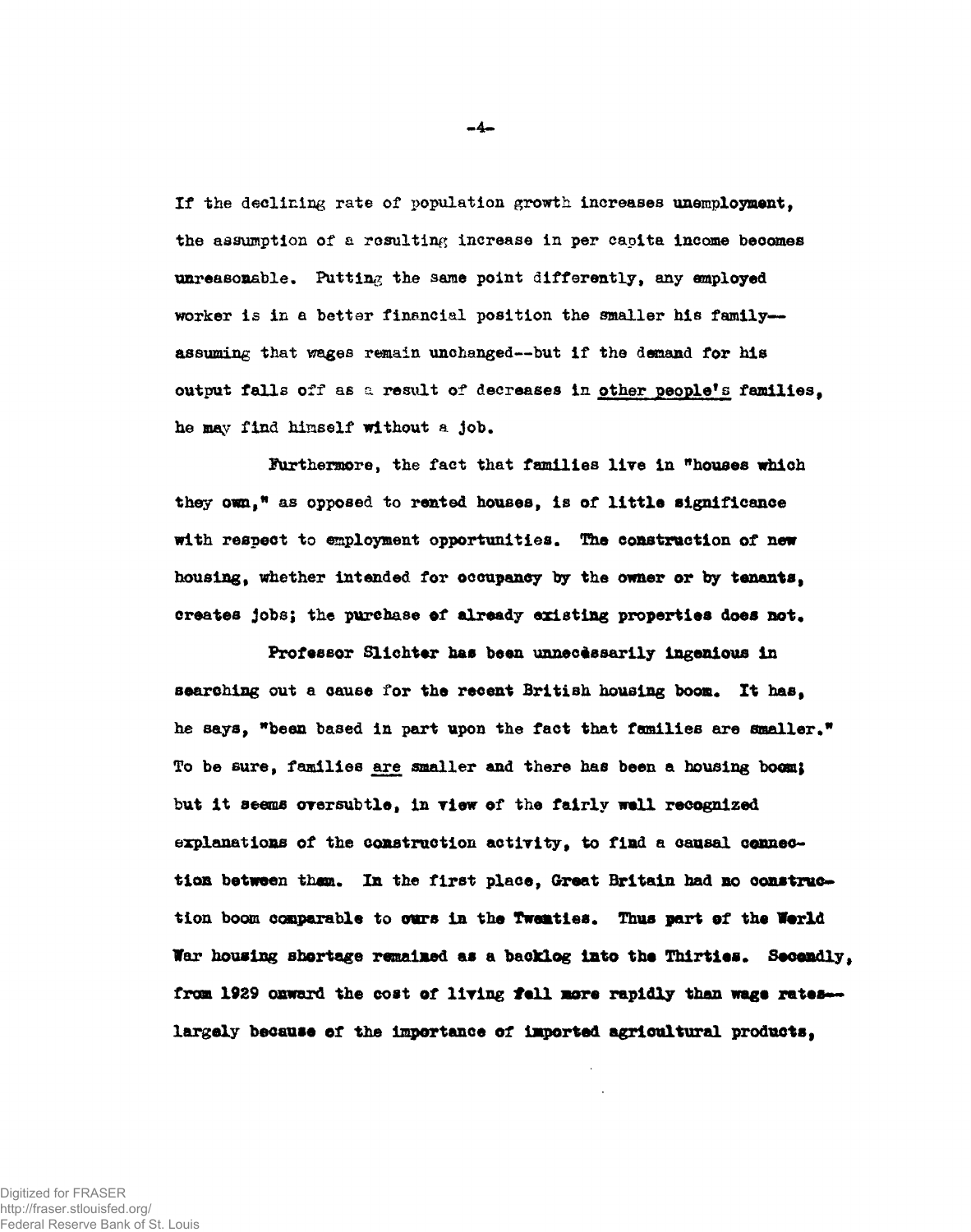If the declining rate of population growth increases unemployment, the assumption of a resulting increase in per capita income becomes unreasonable. Putting the same point differently, any employed worker is in a better financial position the smaller his family--assuming that wages remain unchanged--but if the demand for his output falls off as a result of decreases in <u>other people's</u> families, he may find himself without a job.

Furthermore, the fact that families live in "houses which they own," as opposed to rented houses, is of little significance with respect to employment opportunities. The construction of new housing, whether intended for occupancy by the owner or by tenants, creates jobs; the purchase of already existing properties does not.

Professor Slichter has been unnecessarily ingenious in searching out a cause for the recent British housing boom. It has, he says, "been based in part upon the fact that families are smaller." To be sure, families <u>are</u> smaller and there has been a housing boom; but it seems oversubtle, in view of the fairly well recognized explanations of the construction activity, to find a causal connection between them. In the first place, Great Britain had no construction boom comparable to ours in the Twenties. Thus part of the World War housing shortage remained as a backlog into the Thirties. Secondly, from 1929 onward the cost of living fell more rapidly than wage rates--largely because of the importance of imported agricultural products,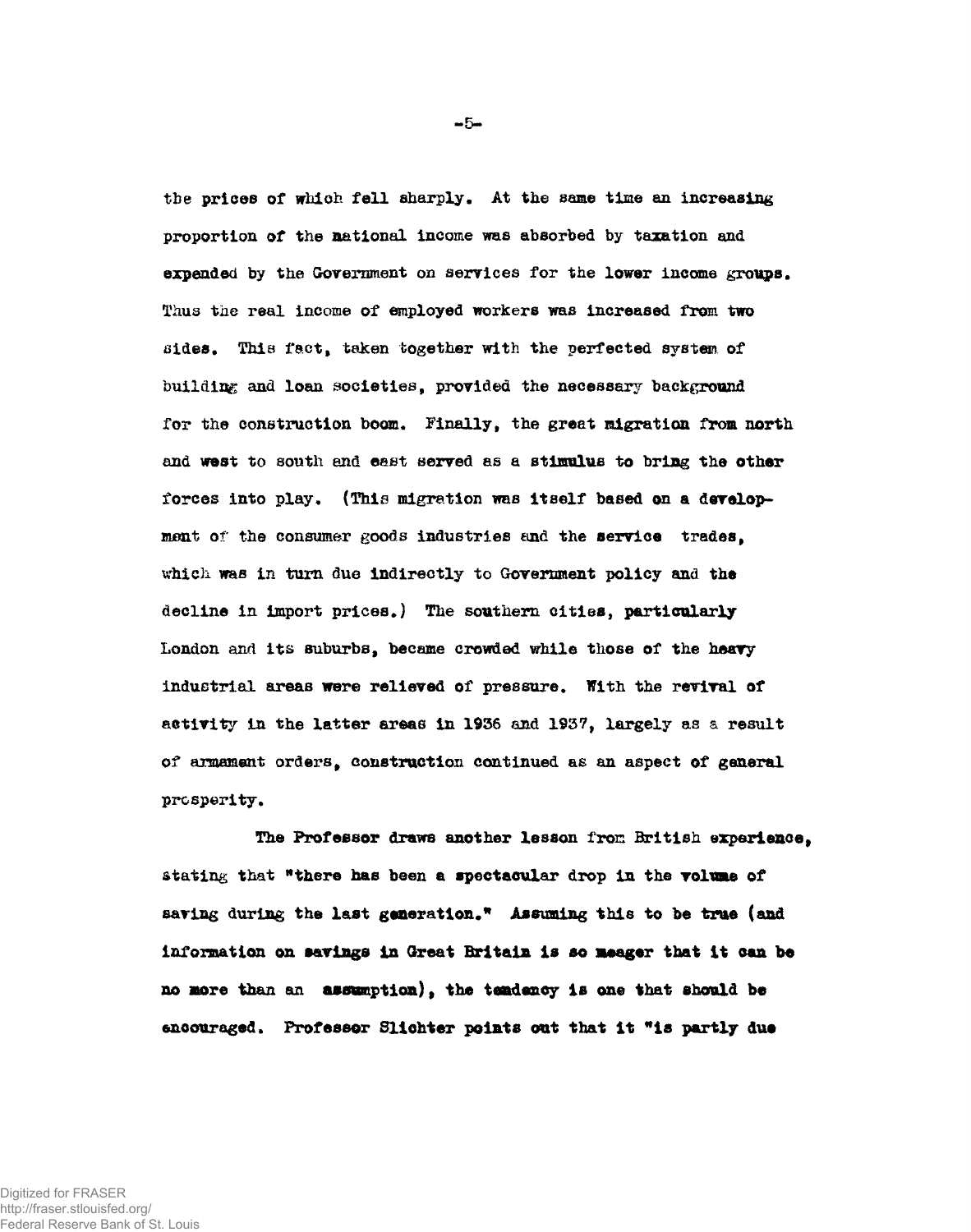the prices of which fell sharply. At the same time an increasing proportion of the national income was absorbed by taxation and expended by the Government on services for the lower income groups. Thus the real income of employed workers was increased from two sides. This fact, taken together with the perfected system of building and loan societies, provided the necessary background for the construction boom. Finally, the great migration from north and west to south and east served as a stimulus to bring the other forces into play. (This migration was itself based on a development of the consumer goods industries and the service trades, which was in turn due indirectly to Government policy and the decline in import prices.) The southern cities, particularly London and its suburbs, became crowded while those of the heavy industrial areas were relieved of pressure. With the revival of activity in the latter areas in 1936 and 1937, largely as a result of armament orders, construction continued as an aspect of general prosperity.

The Professor draws another lesson from British experience, stating that "there has been a spectacular drop in the volume of saving during the last generation." Assuming this to be true (and information on savings in Great Britain is so meager that it can be no more than an assumption), the tendency is one that should be encouraged. Professor Slichter points out that it "is partly due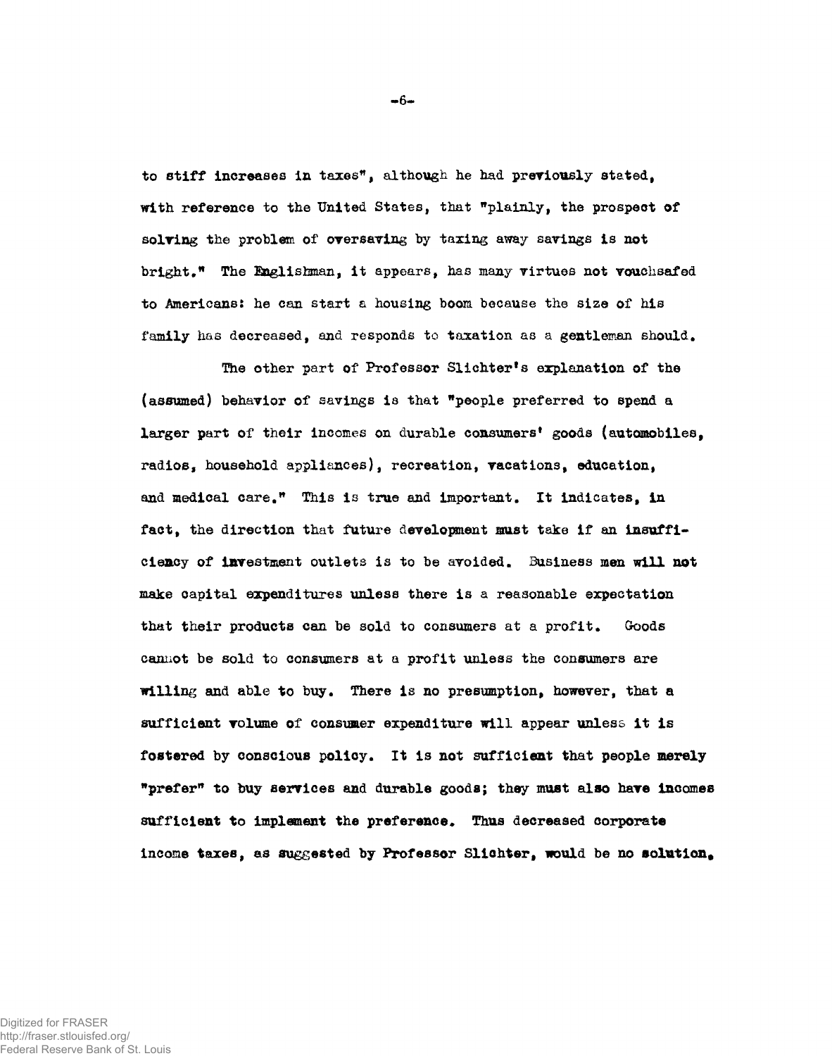to stiff increases in taxes", although he had previously stated, with reference to the United States, that "plainly, the prospect of solving the problem of oversaving by taxing away savings is not bright." The Englishman, it appears, has many virtues not vouchsafed to Americans: he can start a housing boom because the size of his family has decreased, and responds to taxation as a gentleman should.

The other part of Professor Slichter's explanation of the (assumed) behavior of savings is that "people preferred to spend a larger part of their incomes on durable consumers' goods (automobiles, radios, household appliances), recreation, vacations, education, and medical care." This is true and important. It indicates, in fact, the direction that future development must take if an insufficiency of investment outlets is to be avoided. Business men will not make capital expenditures unless there is a reasonable expectation that their products can be sold to consumers at a profit. Goods cannot be sold to consumers at a profit unless the consumers are willing and able to buy. There is no presumption, however, that a sufficient volume of consumer expenditure will appear unless it is fostered by conscious policy. It is not sufficient that people merely "prefer" to buy services and durable goods; they must also have incomes sufficient to implement the preference. Thus decreased corporate income taxes, as suggested by Professor Slichter, would be no solution.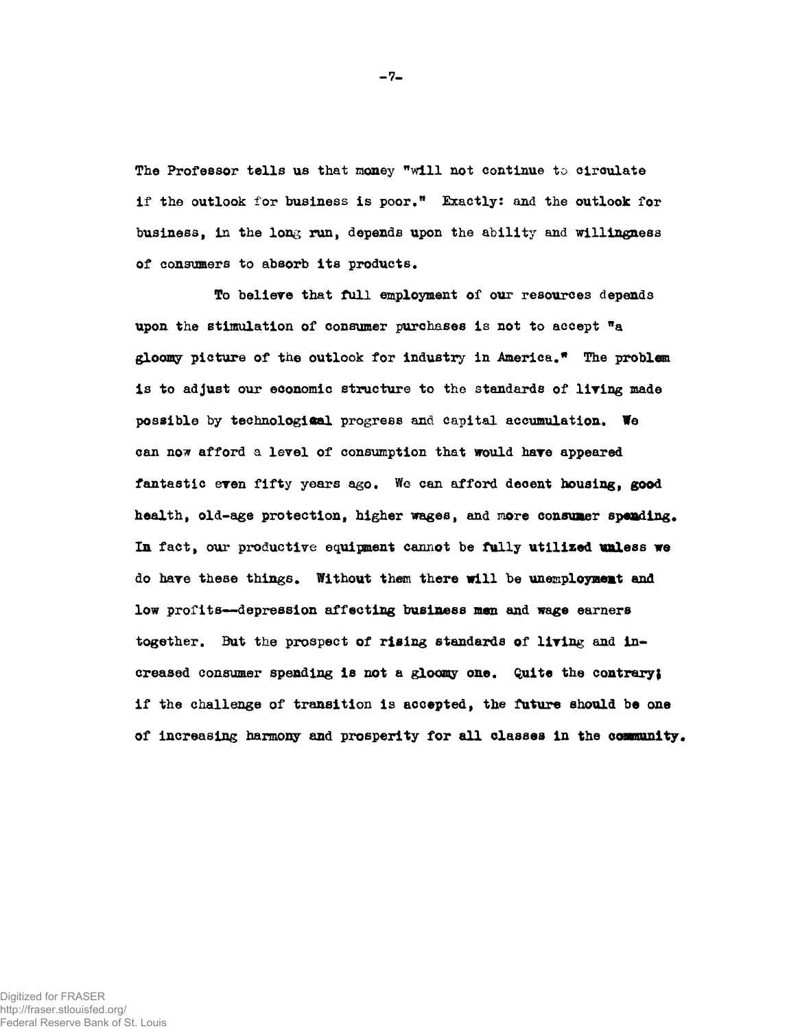The Professor tells us that money "will not continue to circulate if the outlook for business is poor." Exactly: and the outlook for business, in the long run, depends upon the ability and willingness of consumers to absorb its products.

To believe that full employment of our resources depends upon the stimulation of consumer purchases is not to accept "a gloomy picture of the outlook for industry in America." The problem is to adjust our economic structure to the standards of living made possible by technological progress and capital accumulation. We can now afford a level of consumption that would have appeared fantastic even fifty years ago. We can afford decent housing, good health, old-age protection, higher wages, and more consumer spending. In fact, our productive equipment cannot be fully utilized unless we do have these things. Without them there will be unemployment and low profits—depression affecting business men and wage earners together. But the prospect of rising standards of living and increased consumer spending is not a gloomy one. Quite the contrary; if the challenge of transition is accepted, the future should be one of increasing harmony and prosperity for all classes in the community.